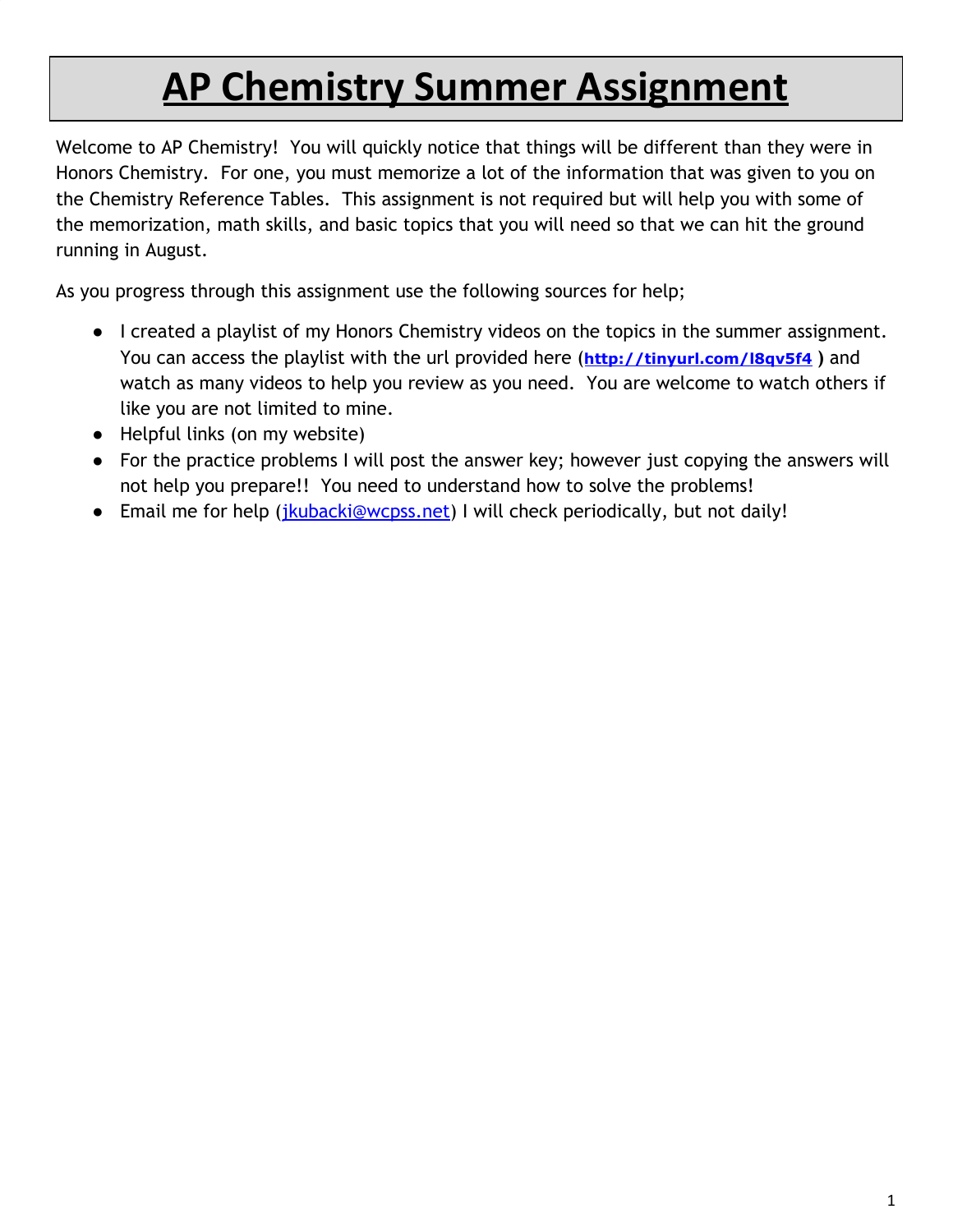# AP Chemistry Summer Assignment

Welcome to AP Chemistry! You will quickly notice that things will be different than they were in Honors Chemistry. For one, you must memorize a lot of the information that was given to you on the Chemistry Reference Tables. This assignment is not required but will help you with some of the memorization, math skills, and basic topics that you will need so that we can hit the ground running in August.

As you progress through this assignment use the following sources for help;

- I created a playlist of my Honors Chemistry videos on the topics in the summer assignment. You can access the playlist with the url provided here (**http://tinyurl.com/l8qv5f4** ) and watch as many videos to help you review as you need. You are welcome to watch others if like you are not limited to mine.
- Helpful links (on my website)
- For the practice problems I will post the answer key; however just copying the answers will not help you prepare!! You need to understand how to solve the problems!
- Email me for help (jkubacki@wcpss.net) I will check periodically, but not daily!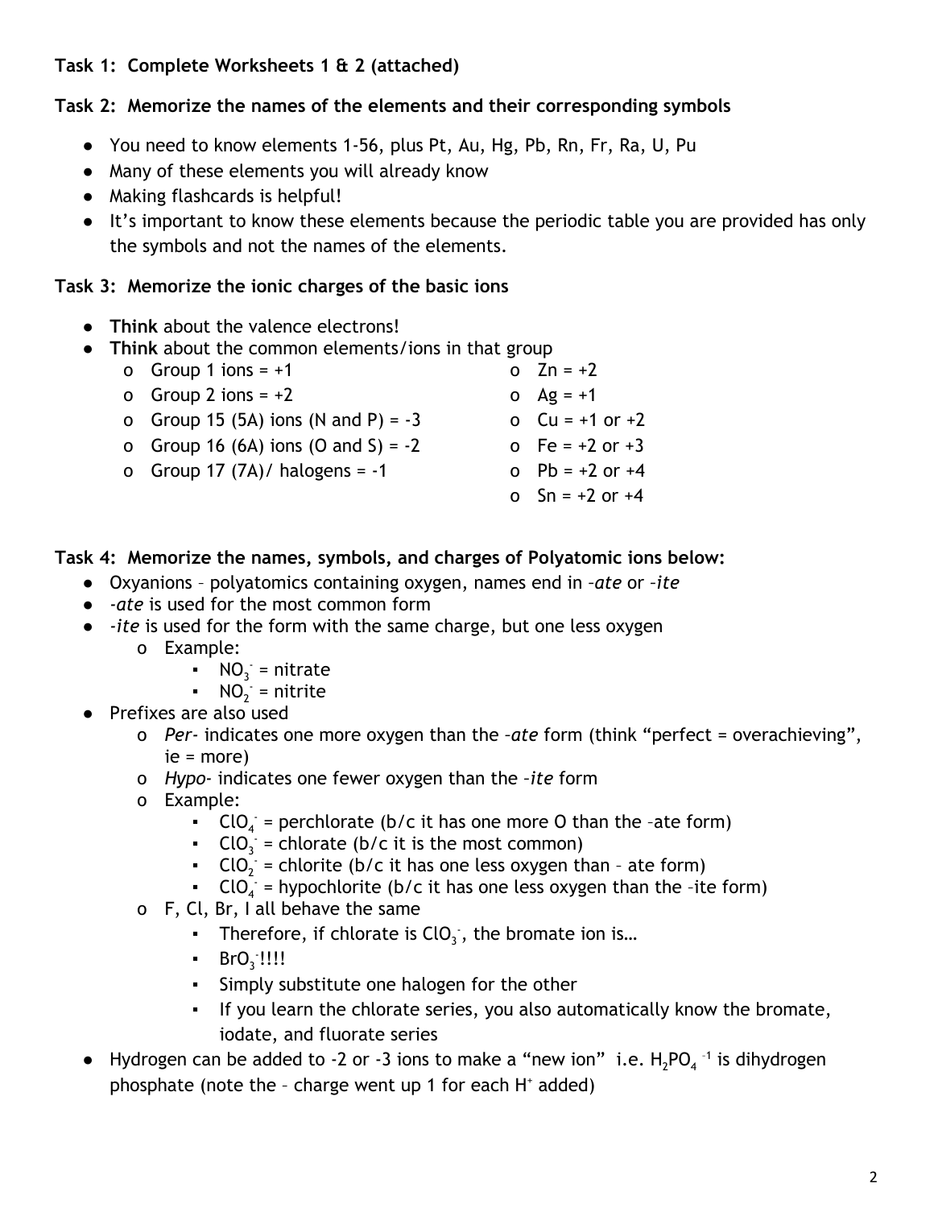**Task 1: Complete Worksheets 1 & 2 (attached)**

**Task 2: Memorize the names of the elements and their corresponding symbols**

- You need to know elements 1-56, plus Pt, Au, Hg, Pb, Rn, Fr, Ra, U, Pu
- Many of these elements you will already know
- Making flashcards is helpful!
- It's important to know these elements because the periodic table you are provided has only the symbols and not the names of the elements.

**Task 3: Memorize the ionic charges of the basic ions**

- **Think** about the valence electrons!
- **Think** about the common elements/ions in that group
  - Group 1 ions = +1
  - Group 2 ions = +2
  - Group 15 (5A) ions (N and P) = -3
  - Group 16 (6A) ions (O and S) = -2
  - Group 17 (7A)/ halogens = -1
  - Zn = +2
  - Ag = +1
  - Cu = +1 or +2
  - Fe = +2 or +3
  - Pb = +2 or +4
  - Sn = +2 or +4

**Task 4: Memorize the names, symbols, and charges of Polyatomic ions below:**

- Oxyanions – polyatomics containing oxygen, names end in –*ate* or –*ite*
- *-ate* is used for the most common form
- *-ite* is used for the form with the same charge, but one less oxygen
  - Example:
    - $NO_3^-$ = nitrate
    - $NO_2^-$ = nitrite
- Prefixes are also used
  - *Per-* indicates one more oxygen than the –*ate* form (think "perfect = overachieving", ie = more)
  - *Hypo-* indicates one fewer oxygen than the –*ite* form
  - Example:
    - $ClO_4^-$ = perchlorate (b/c it has one more O than the –ate form)
    - $ClO_3^-$ = chlorate (b/c it is the most common)
    - $ClO_2^-$ = chlorite (b/c it has one less oxygen than – ate form)
    - $ClO_4^-$ = hypochlorite (b/c it has one less oxygen than the –ite form)
  - F, Cl, Br, I all behave the same
    - Therefore, if chlorate is $ClO_3^-$, the bromate ion is…
    - $BrO_3^-$!!!!
    - Simply substitute one halogen for the other
    - If you learn the chlorate series, you also automatically know the bromate, iodate, and fluorate series
- Hydrogen can be added to -2 or -3 ions to make a "new ion" i.e. $H_2PO_4^{-1}$ is dihydrogen phosphate (note the – charge went up 1 for each $H^+$ added)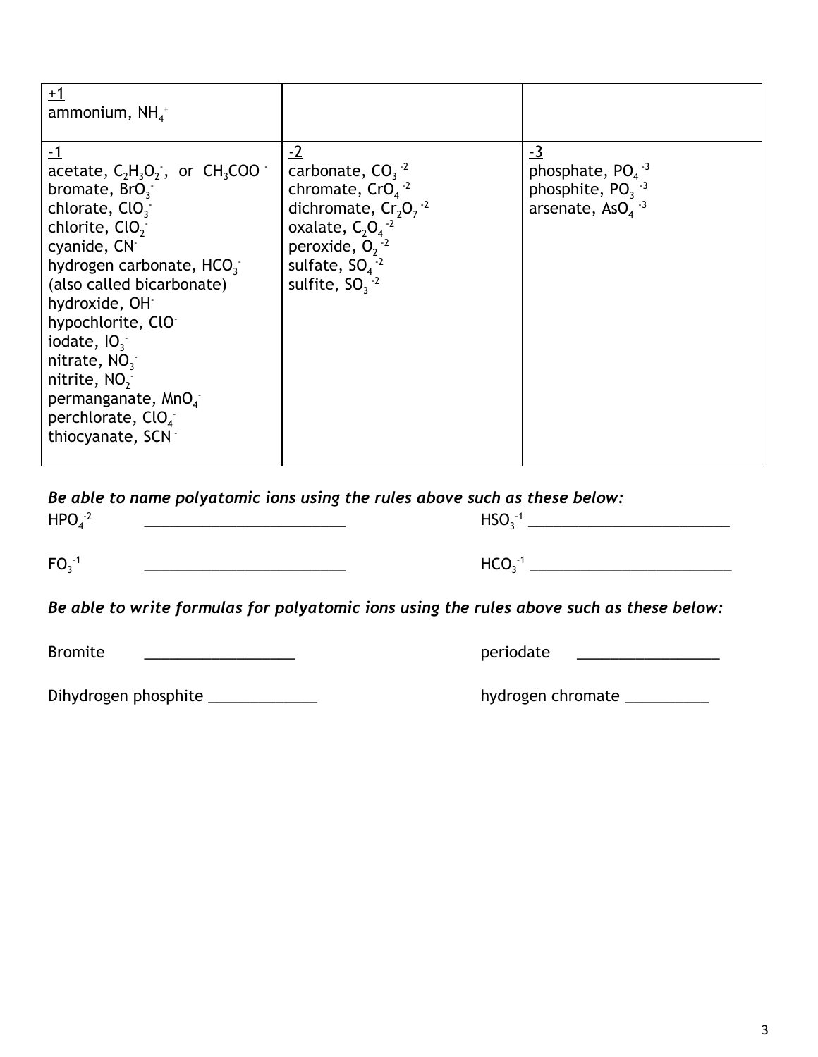| +1<br>ammonium, $NH_4^+$ | | |
|---|---|---|
| -1<br>acetate, $C_2H_3O_2^-$, or $CH_3COO^-$<br>bromate, $BrO_3^-$<br>chlorate, $ClO_3^-$<br>chlorite, $ClO_2^-$<br>cyanide, $CN^-$<br>hydrogen carbonate, $HCO_3^-$<br>(also called bicarbonate)<br>hydroxide, $OH^-$<br>hypochlorite, $ClO^-$<br>iodate, $IO_3^-$<br>nitrate, $NO_3^-$<br>nitrite, $NO_2^-$<br>permanganate, $MnO_4^-$<br>perchlorate, $ClO_4^-$<br>thiocyanate, $SCN^-$ | -2<br>carbonate, $CO_3^{-2}$<br>chromate, $CrO_4^{-2}$<br>dichromate, $Cr_2O_7^{-2}$<br>oxalate, $C_2O_4^{-2}$<br>peroxide, $O_2^{-2}$<br>sulfate, $SO_4^{-2}$<br>sulfite, $SO_3^{-2}$ | -3<br>phosphate, $PO_4^{-3}$<br>phosphite, $PO_3^{-3}$<br>arsenate, $AsO_4^{-3}$ |

***Be able to name polyatomic ions using the rules above such as these below:***

$HPO_4^{-2}$ ________________________ $HSO_3^{-1}$ ________________________

$FO_3^{-1}$ ________________________ $HCO_3^{-1}$ ________________________

***Be able to write formulas for polyatomic ions using the rules above such as these below:***

Bromite __________________ periodate _________________

Dihydrogen phosphite _____________ hydrogen chromate __________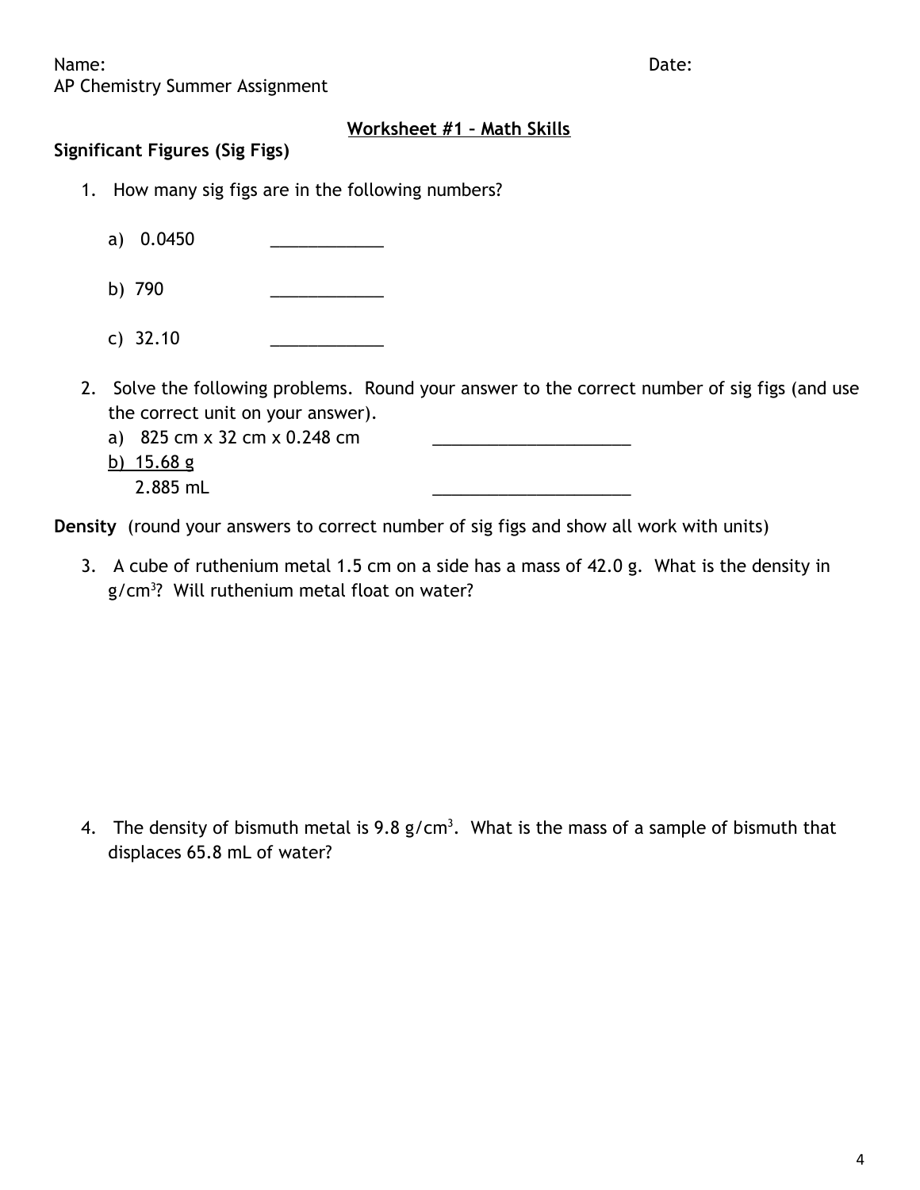Name: Date:

AP Chemistry Summer Assignment

## Worksheet #1 – Math Skills

### Significant Figures (Sig Figs)

1. How many sig figs are in the following numbers?

   a) 0.0450 ____________

   b) 790 ____________

   c) 32.10 ____________

2. Solve the following problems. Round your answer to the correct number of sig figs (and use the correct unit on your answer).

   a) 825 cm x 32 cm x 0.248 cm ______________________

   b) $\frac{15.68 \text{ g}}{2.885 \text{ mL}}$ ______________________

**Density** (round your answers to correct number of sig figs and show all work with units)

3. A cube of ruthenium metal 1.5 cm on a side has a mass of 42.0 g. What is the density in $g/cm^3$? Will ruthenium metal float on water?

4. The density of bismuth metal is 9.8 $g/cm^3$. What is the mass of a sample of bismuth that displaces 65.8 mL of water?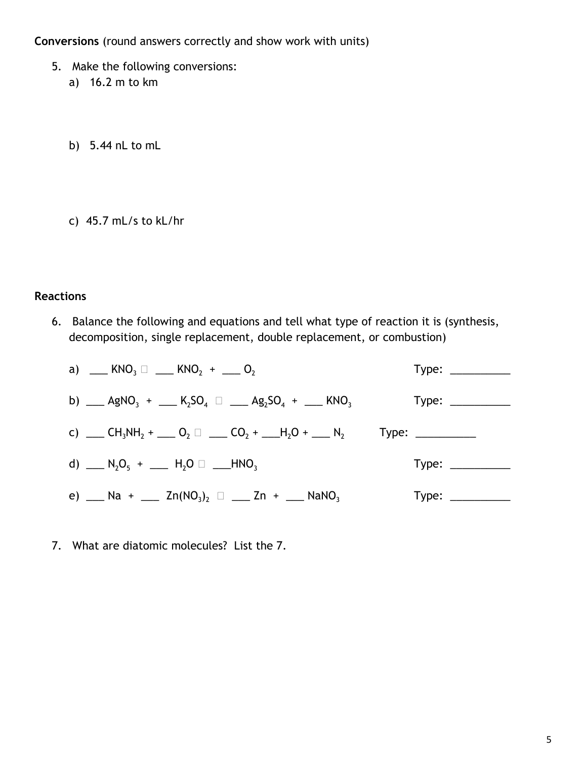**Conversions** (round answers correctly and show work with units)

5. Make the following conversions:
   a) 16.2 m to km

   b) 5.44 nL to mL

   c) 45.7 mL/s to kL/hr

**Reactions**

6. Balance the following and equations and tell what type of reaction it is (synthesis, decomposition, single replacement, double replacement, or combustion)

   a) ___ $KNO_3$ □ ___ $KNO_2$ + ___ $O_2$ Type: __________

   b) ___ $AgNO_3$ + ___ $K_2SO_4$ □ ___ $Ag_2SO_4$ + ___ $KNO_3$ Type: __________

   c) ___ $CH_3NH_2$ + ___ $O_2$ □ ___ $CO_2$ + ___ $H_2O$ + ___ $N_2$ Type: __________

   d) ___ $N_2O_5$ + ___ $H_2O$ □ ___ $HNO_3$ Type: __________

   e) ___ Na + ___ $Zn(NO_3)_2$ □ ___ Zn + ___ $NaNO_3$ Type: __________

7. What are diatomic molecules? List the 7.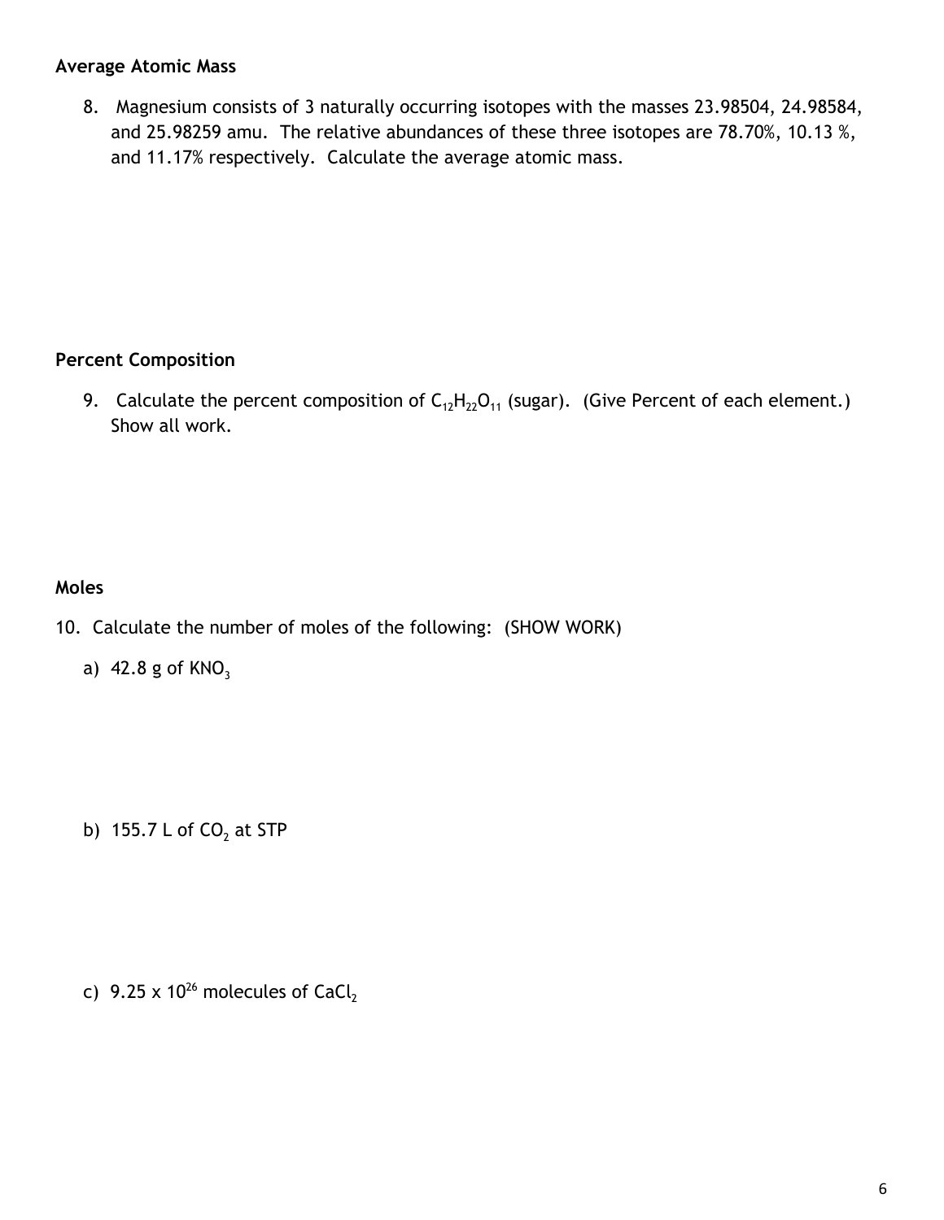**Average Atomic Mass**

8. Magnesium consists of 3 naturally occurring isotopes with the masses 23.98504, 24.98584, and 25.98259 amu. The relative abundances of these three isotopes are 78.70%, 10.13 %, and 11.17% respectively. Calculate the average atomic mass.

**Percent Composition**

9. Calculate the percent composition of $C_{12}H_{22}O_{11}$ (sugar). (Give Percent of each element.) Show all work.

**Moles**

10. Calculate the number of moles of the following: (SHOW WORK)

a) 42.8 g of $KNO_3$

b) 155.7 L of $CO_2$ at STP

c) $9.25 \times 10^{26}$ molecules of $CaCl_2$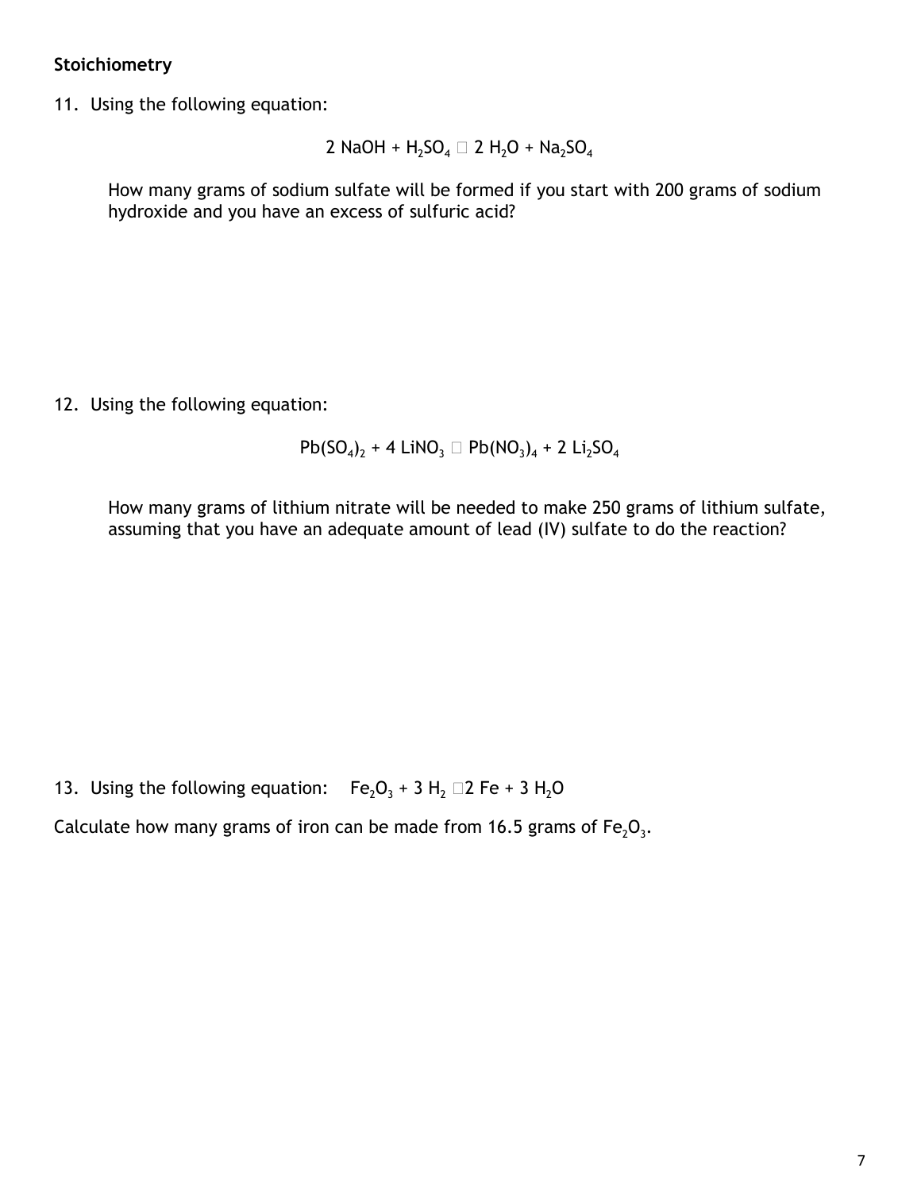**Stoichiometry**

11. Using the following equation:

$$2\ NaOH + H_2SO_4 \rightarrow 2\ H_2O + Na_2SO_4$$

How many grams of sodium sulfate will be formed if you start with 200 grams of sodium hydroxide and you have an excess of sulfuric acid?

12. Using the following equation:

$$Pb(SO_4)_2 + 4\ LiNO_3 \rightarrow Pb(NO_3)_4 + 2\ Li_2SO_4$$

How many grams of lithium nitrate will be needed to make 250 grams of lithium sulfate, assuming that you have an adequate amount of lead (IV) sulfate to do the reaction?

13. Using the following equation: $Fe_2O_3 + 3\ H_2 \rightarrow 2\ Fe + 3\ H_2O$

Calculate how many grams of iron can be made from 16.5 grams of $Fe_2O_3$.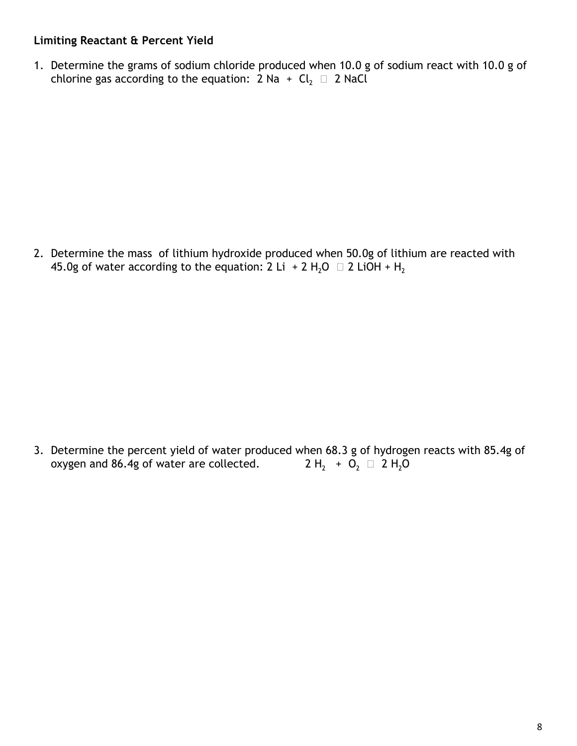**Limiting Reactant & Percent Yield**

1. Determine the grams of sodium chloride produced when 10.0 g of sodium react with 10.0 g of chlorine gas according to the equation: $2\ Na + Cl_2 \rightarrow 2\ NaCl$

2. Determine the mass of lithium hydroxide produced when 50.0g of lithium are reacted with 45.0g of water according to the equation: $2\ Li + 2\ H_2O \rightarrow 2\ LiOH + H_2$

3. Determine the percent yield of water produced when 68.3 g of hydrogen reacts with 85.4g of oxygen and 86.4g of water are collected. $2\ H_2 + O_2 \rightarrow 2\ H_2O$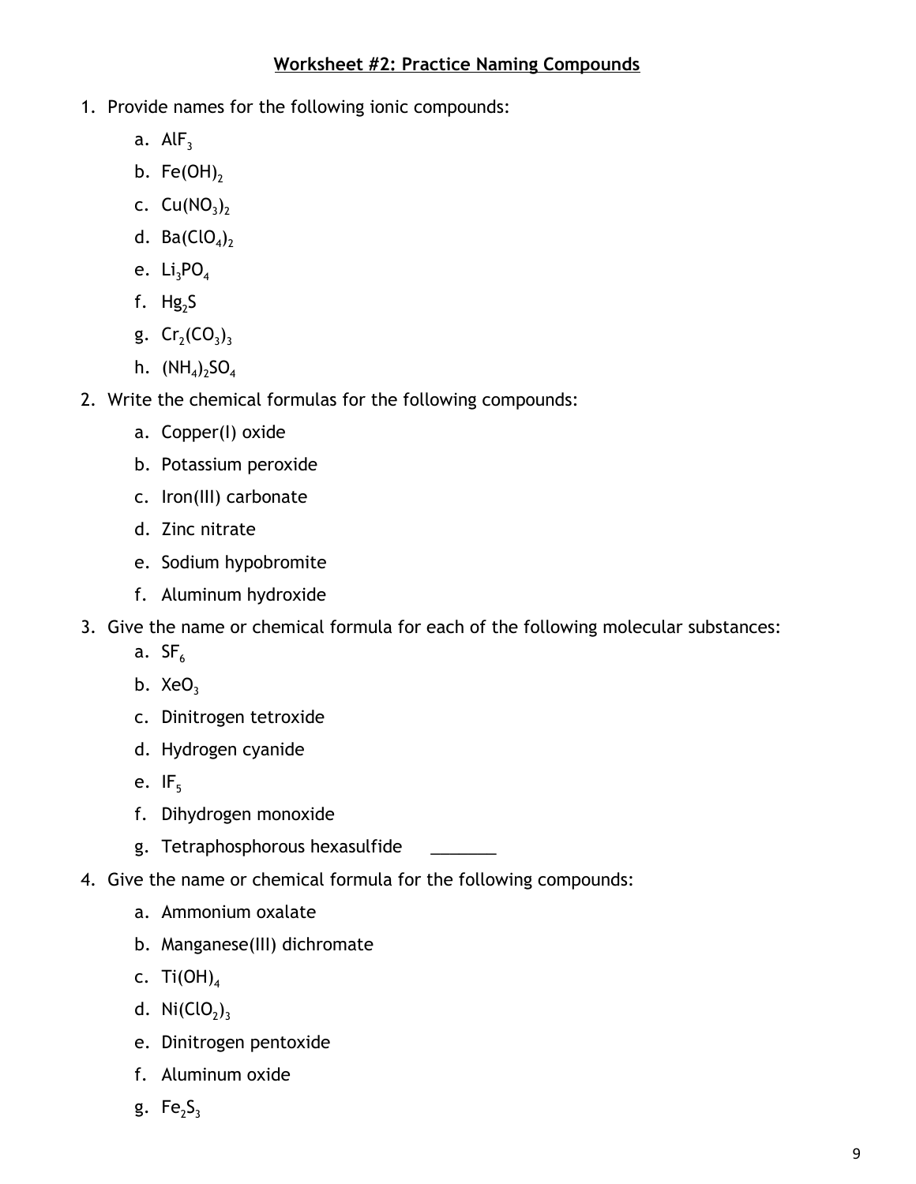## Worksheet #2: Practice Naming Compounds

1. Provide names for the following ionic compounds:
    a. $AlF_3$
    b. $Fe(OH)_2$
    c. $Cu(NO_3)_2$
    d. $Ba(ClO_4)_2$
    e. $Li_3PO_4$
    f. $Hg_2S$
    g. $Cr_2(CO_3)_3$
    h. $(NH_4)_2SO_4$
2. Write the chemical formulas for the following compounds:
    a. Copper(I) oxide
    b. Potassium peroxide
    c. Iron(III) carbonate
    d. Zinc nitrate
    e. Sodium hypobromite
    f. Aluminum hydroxide
3. Give the name or chemical formula for each of the following molecular substances:
    a. $SF_6$
    b. $XeO_3$
    c. Dinitrogen tetroxide
    d. Hydrogen cyanide
    e. $IF_5$
    f. Dihydrogen monoxide
    g. Tetraphosphorous hexasulfide _______
4. Give the name or chemical formula for the following compounds:
    a. Ammonium oxalate
    b. Manganese(III) dichromate
    c. $Ti(OH)_4$
    d. $Ni(ClO_2)_3$
    e. Dinitrogen pentoxide
    f. Aluminum oxide
    g. $Fe_2S_3$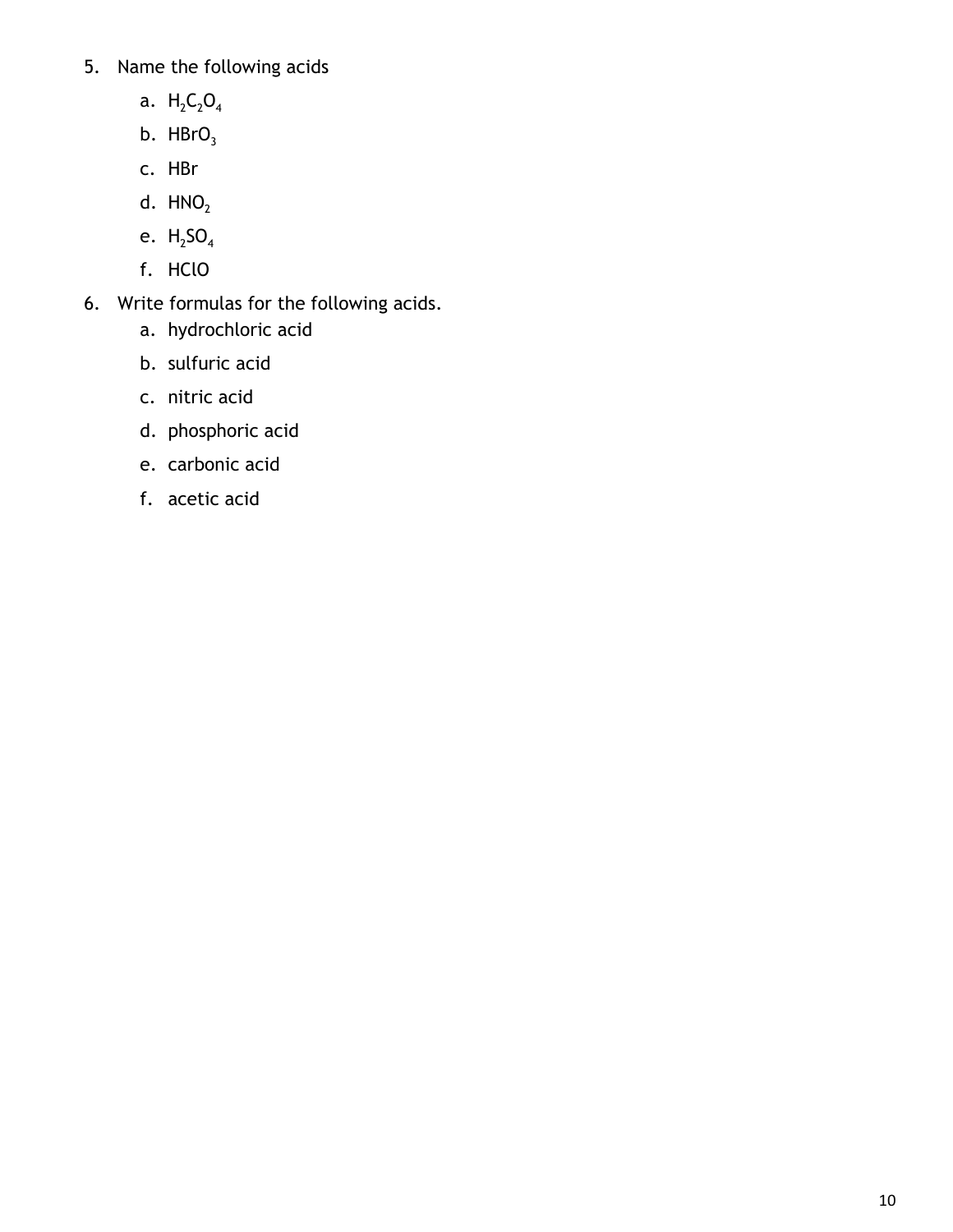5. Name the following acids
    a. $H_2C_2O_4$
    b. $HBrO_3$
    c. HBr
    d. $HNO_2$
    e. $H_2SO_4$
    f. HClO
6. Write formulas for the following acids.
    a. hydrochloric acid
    b. sulfuric acid
    c. nitric acid
    d. phosphoric acid
    e. carbonic acid
    f. acetic acid